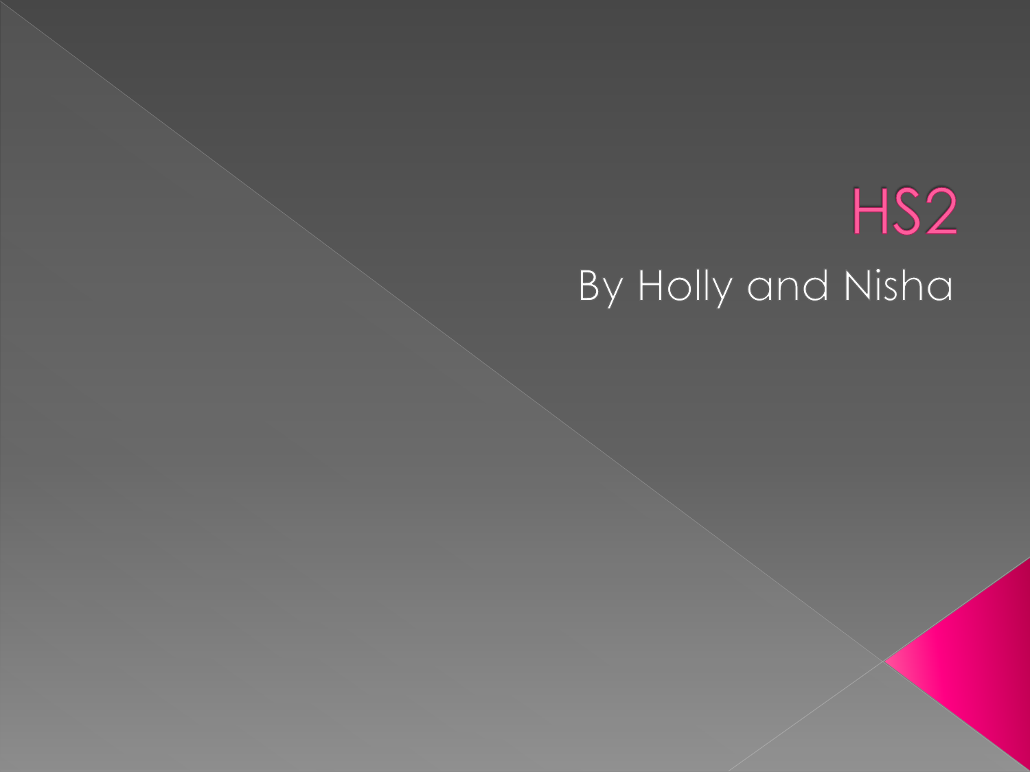# HS2

By Holly and Nisha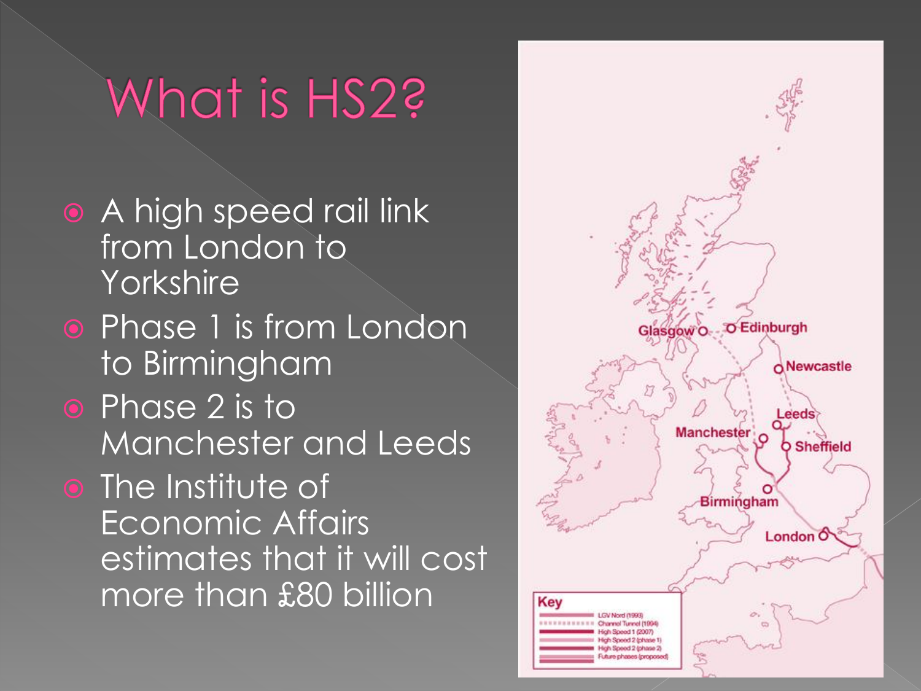# What is HS2?

- A high speed rail link from London to Yorkshire
- Phase 1 is from London to Birmingham
- Phase 2 is to Manchester and Leeds
- The Institute of Economic Affairs estimates that it will cost more than £80 billion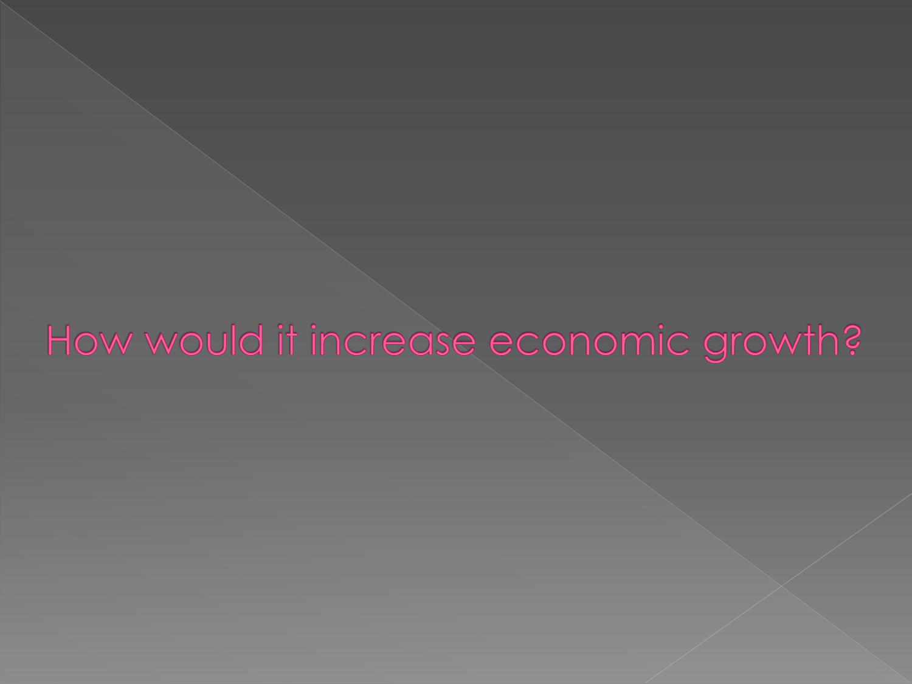# How would it increase economic growth?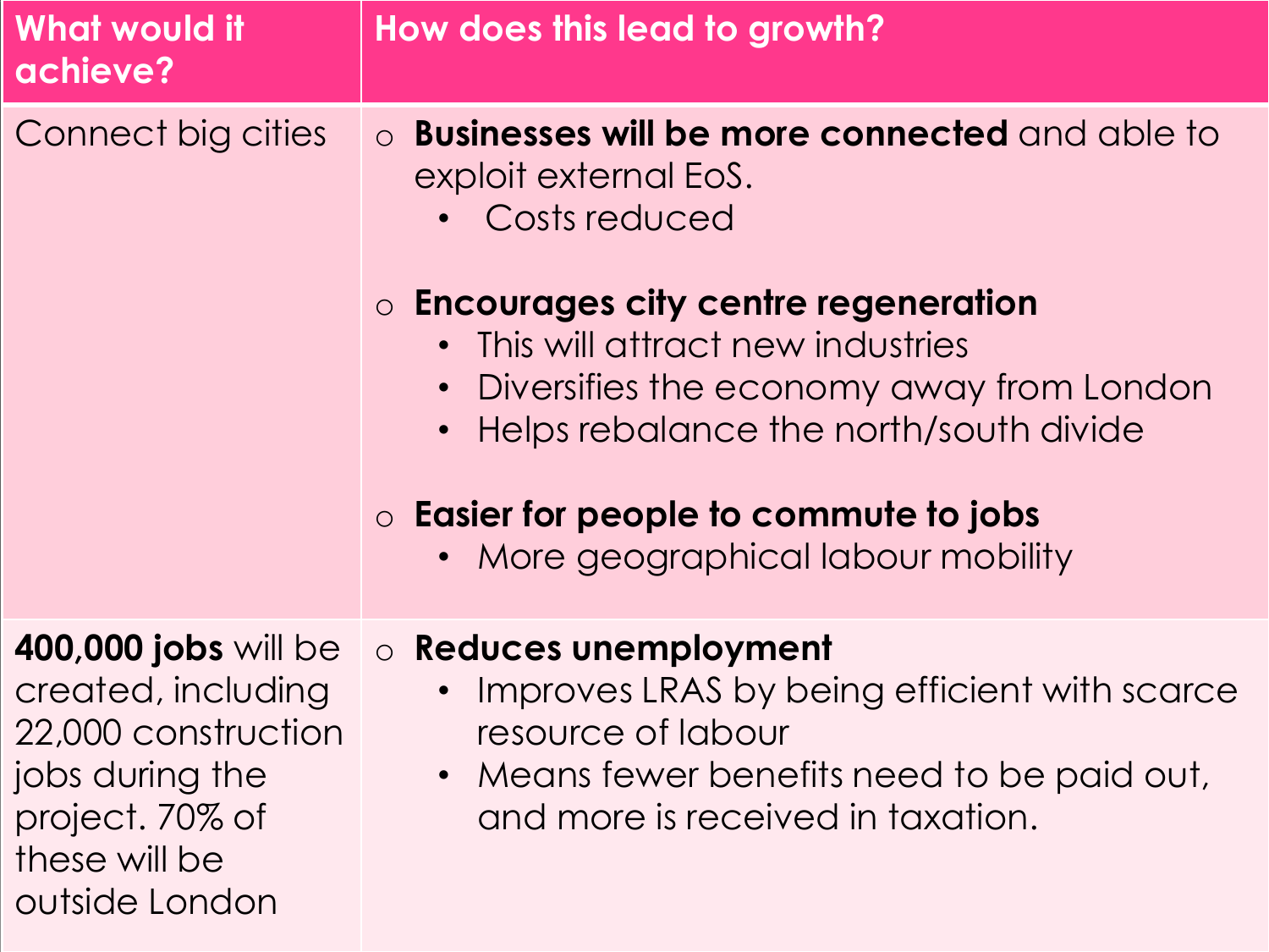| What would it achieve? | How does this lead to growth? |
| --- | --- |
| Connect big cities | ○ **Businesses will be more connected** and able to exploit external EoS.<br>• Costs reduced<br><br>○ **Encourages city centre regeneration**<br>• This will attract new industries<br>• Diversifies the economy away from London<br>• Helps rebalance the north/south divide<br><br>○ **Easier for people to commute to jobs**<br>• More geographical labour mobility |
| **400,000 jobs** will be created, including 22,000 construction jobs during the project. 70% of these will be outside London | ○ **Reduces unemployment**<br>• Improves LRAS by being efficient with scarce resource of labour<br>• Means fewer benefits need to be paid out, and more is received in taxation. |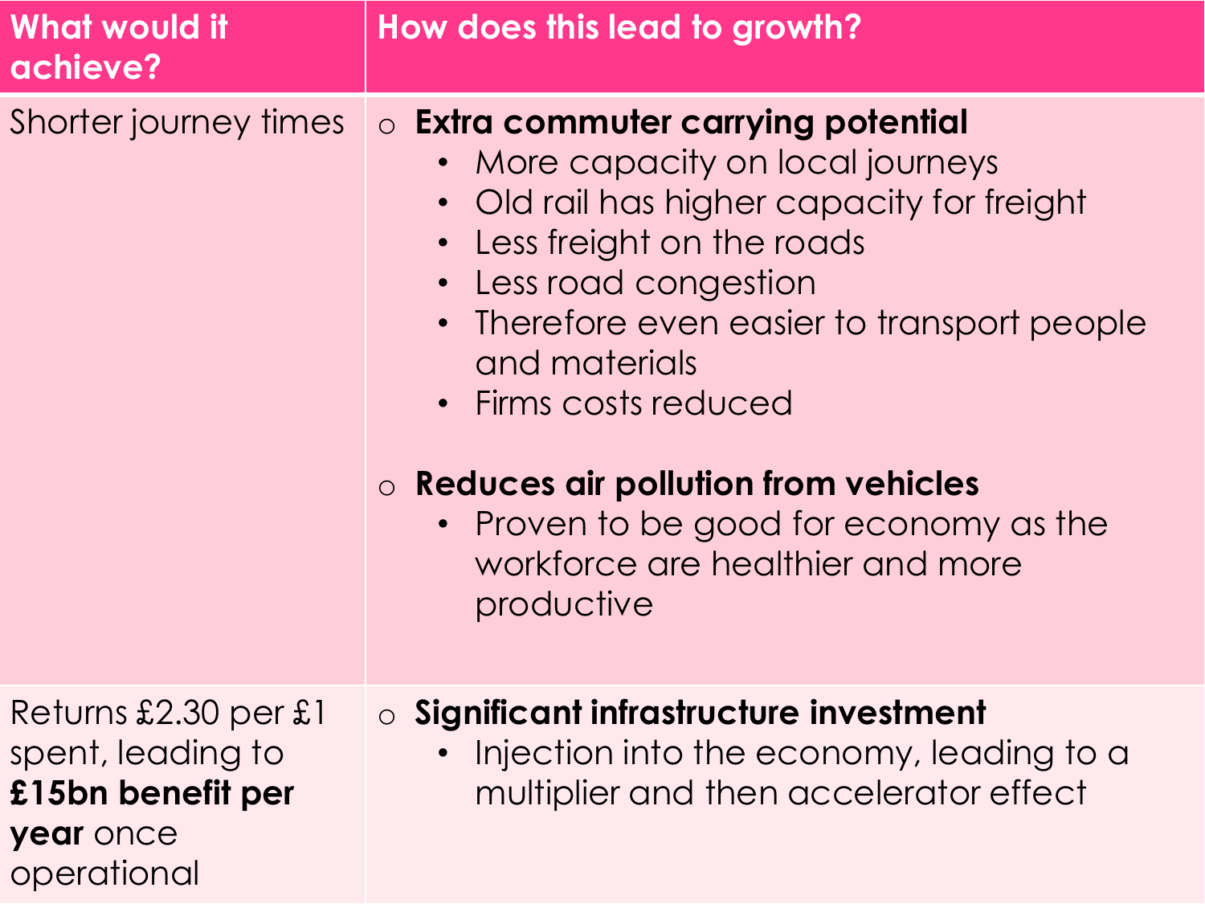| What would it achieve? | How does this lead to growth? |
| --- | --- |
| Shorter journey times | o **Extra commuter carrying potential**<br>• More capacity on local journeys<br>• Old rail has higher capacity for freight<br>• Less freight on the roads<br>• Less road congestion<br>• Therefore even easier to transport people and materials<br>• Firms costs reduced<br><br>o **Reduces air pollution from vehicles**<br>• Proven to be good for economy as the workforce are healthier and more productive |
| Returns £2.30 per £1 spent, leading to **£15bn benefit per year** once operational | o **Significant infrastructure investment**<br>• Injection into the economy, leading to a multiplier and then accelerator effect |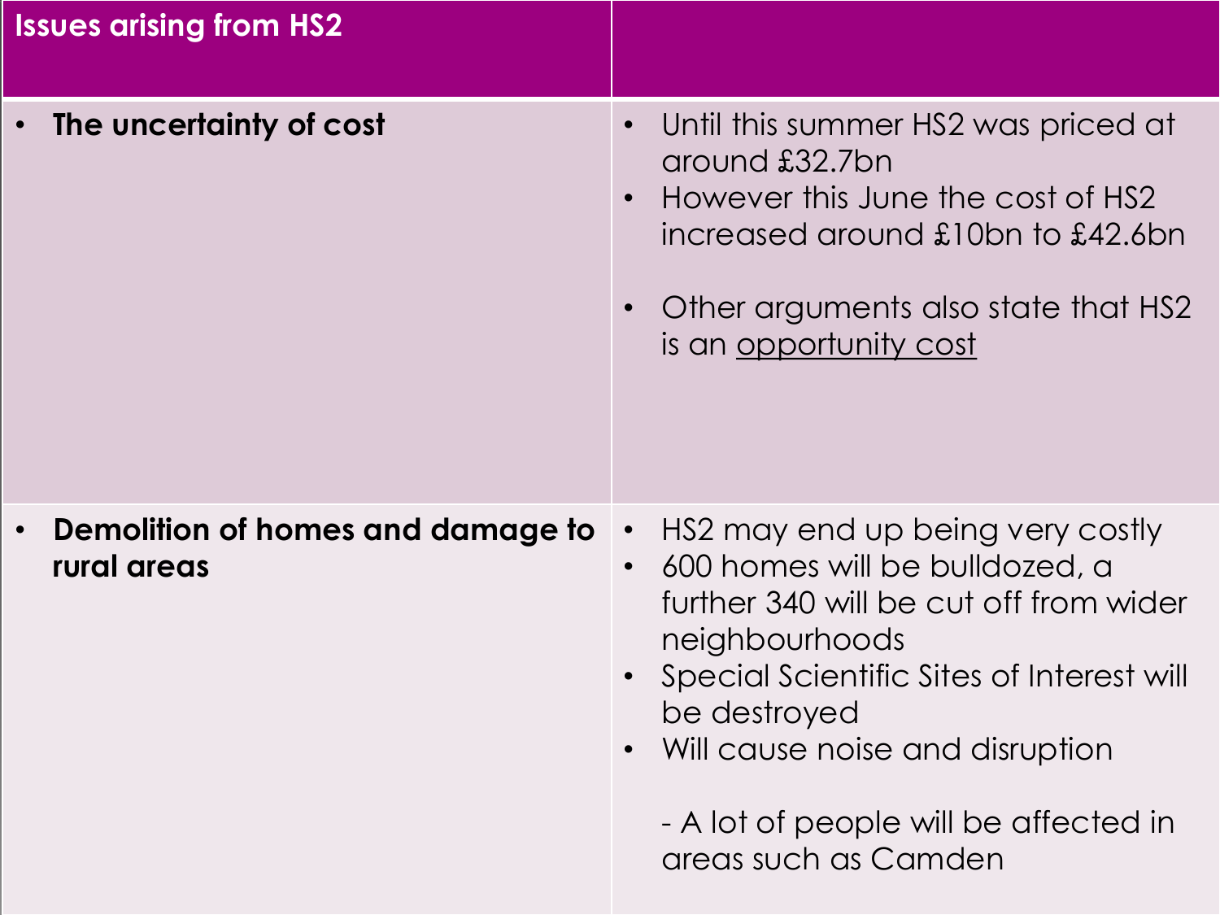| Issues arising from HS2 | |
|---|---|
| • **The uncertainty of cost** | • Until this summer HS2 was priced at around £32.7bn<br>• However this June the cost of HS2 increased around £10bn to £42.6bn<br><br>• Other arguments also state that HS2 is an <u>opportunity cost</u> |
| • **Demolition of homes and damage to rural areas** | • HS2 may end up being very costly<br>• 600 homes will be bulldozed, a further 340 will be cut off from wider neighbourhoods<br>• Special Scientific Sites of Interest will be destroyed<br>• Will cause noise and disruption<br><br>- A lot of people will be affected in areas such as Camden |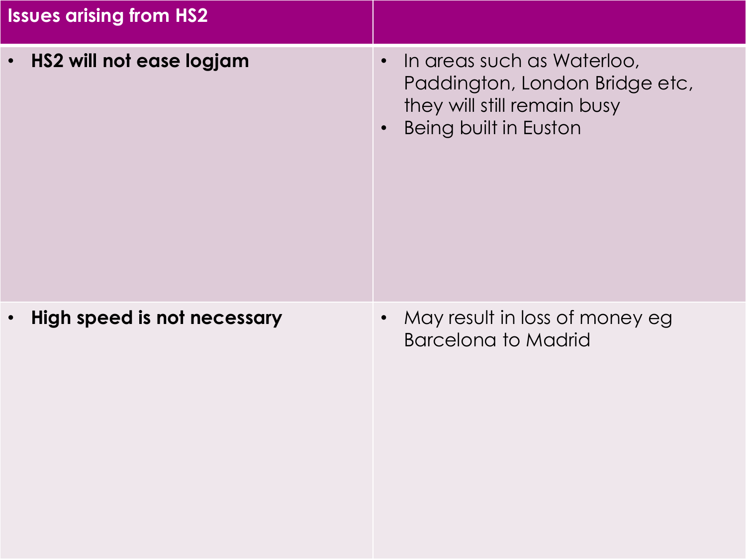| Issues arising from HS2 | |
|---|---|
| • **HS2 will not ease logjam** | • In areas such as Waterloo, Paddington, London Bridge etc, they will still remain busy<br>• Being built in Euston |
| • **High speed is not necessary** | • May result in loss of money eg Barcelona to Madrid |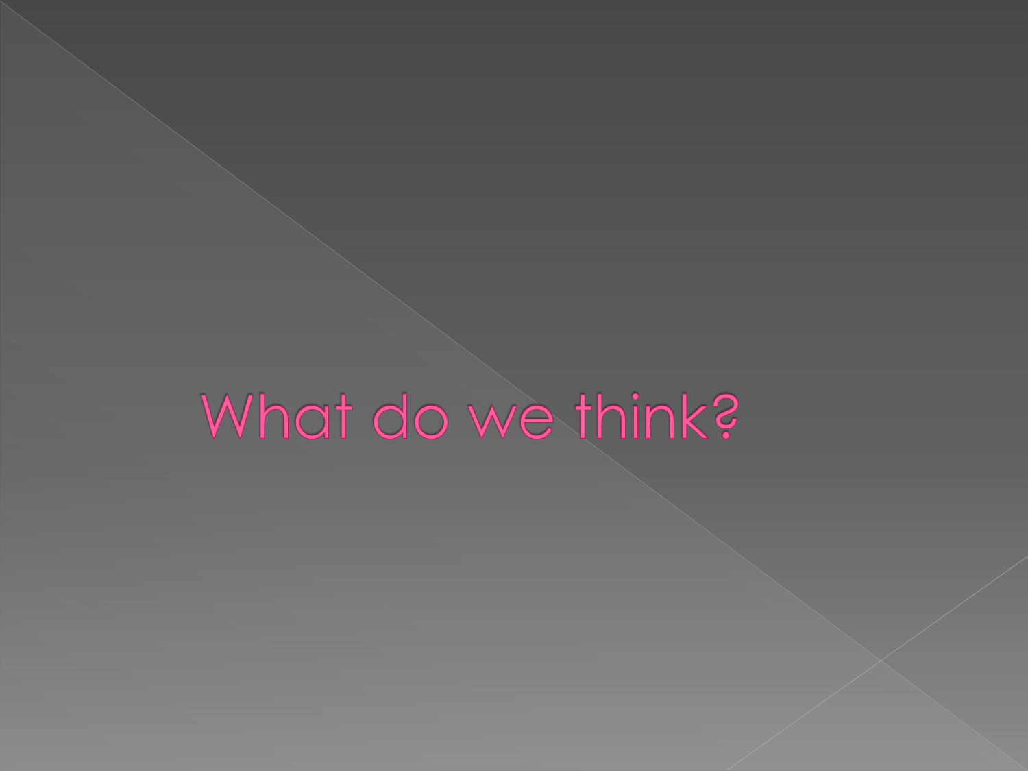# What do we think?